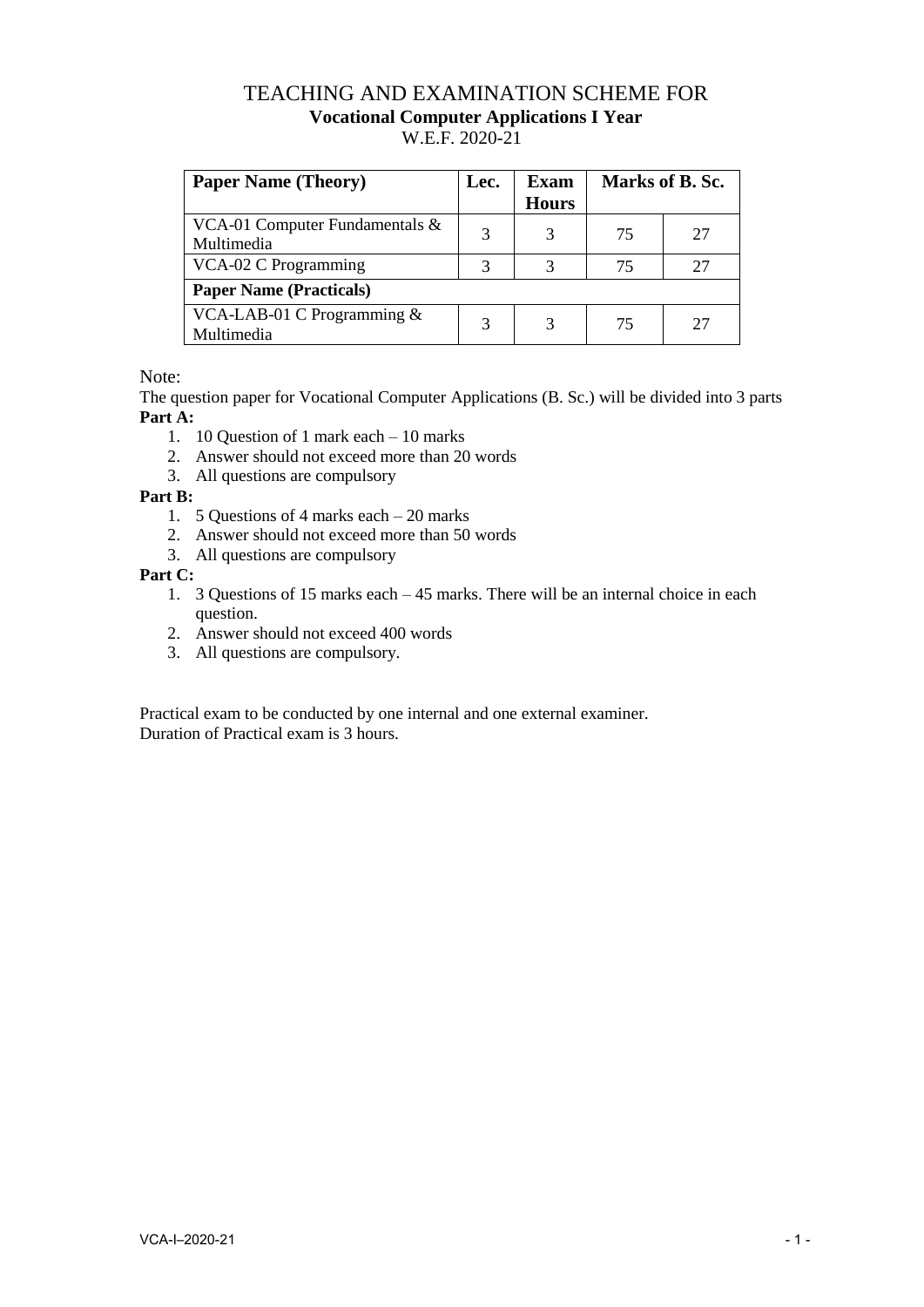# TEACHING AND EXAMINATION SCHEME FOR
## Vocational Computer Applications I Year
W.E.F. 2020-21

| Paper Name (Theory) | Lec. | Exam Hours | Marks of B. Sc. | |
|---|---|---|---|---|
| VCA-01 Computer Fundamentals & Multimedia | 3 | 3 | 75 | 27 |
| VCA-02 C Programming | 3 | 3 | 75 | 27 |
| **Paper Name (Practicals)** | | | | |
| VCA-LAB-01 C Programming & Multimedia | 3 | 3 | 75 | 27 |

Note:

The question paper for Vocational Computer Applications (B. Sc.) will be divided into 3 parts

**Part A:**

1. 10 Question of 1 mark each – 10 marks
2. Answer should not exceed more than 20 words
3. All questions are compulsory

**Part B:**

1. 5 Questions of 4 marks each – 20 marks
2. Answer should not exceed more than 50 words
3. All questions are compulsory

**Part C:**

1. 3 Questions of 15 marks each – 45 marks. There will be an internal choice in each question.
2. Answer should not exceed 400 words
3. All questions are compulsory.

Practical exam to be conducted by one internal and one external examiner.
Duration of Practical exam is 3 hours.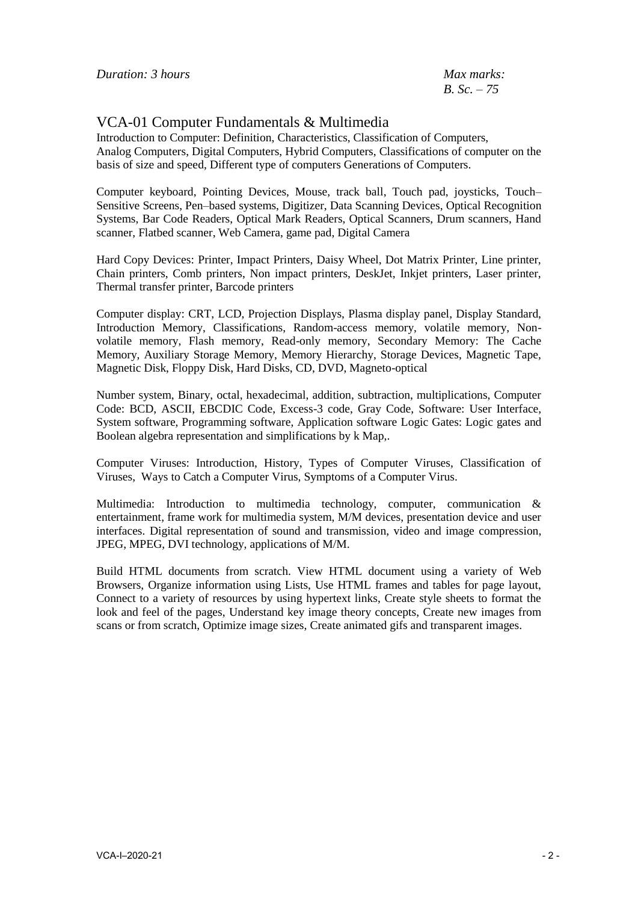*Duration: 3 hours*

*Max marks:*
*B. Sc. – 75*

## VCA-01 Computer Fundamentals & Multimedia

Introduction to Computer: Definition, Characteristics, Classification of Computers, Analog Computers, Digital Computers, Hybrid Computers, Classifications of computer on the basis of size and speed, Different type of computers Generations of Computers.

Computer keyboard, Pointing Devices, Mouse, track ball, Touch pad, joysticks, Touch–Sensitive Screens, Pen–based systems, Digitizer, Data Scanning Devices, Optical Recognition Systems, Bar Code Readers, Optical Mark Readers, Optical Scanners, Drum scanners, Hand scanner, Flatbed scanner, Web Camera, game pad, Digital Camera

Hard Copy Devices: Printer, Impact Printers, Daisy Wheel, Dot Matrix Printer, Line printer, Chain printers, Comb printers, Non impact printers, DeskJet, Inkjet printers, Laser printer, Thermal transfer printer, Barcode printers

Computer display: CRT, LCD, Projection Displays, Plasma display panel, Display Standard, Introduction Memory, Classifications, Random-access memory, volatile memory, Non-volatile memory, Flash memory, Read-only memory, Secondary Memory: The Cache Memory, Auxiliary Storage Memory, Memory Hierarchy, Storage Devices, Magnetic Tape, Magnetic Disk, Floppy Disk, Hard Disks, CD, DVD, Magneto-optical

Number system, Binary, octal, hexadecimal, addition, subtraction, multiplications, Computer Code: BCD, ASCII, EBCDIC Code, Excess-3 code, Gray Code, Software: User Interface, System software, Programming software, Application software Logic Gates: Logic gates and Boolean algebra representation and simplifications by k Map,.

Computer Viruses: Introduction, History, Types of Computer Viruses, Classification of Viruses, Ways to Catch a Computer Virus, Symptoms of a Computer Virus.

Multimedia: Introduction to multimedia technology, computer, communication & entertainment, frame work for multimedia system, M/M devices, presentation device and user interfaces. Digital representation of sound and transmission, video and image compression, JPEG, MPEG, DVI technology, applications of M/M.

Build HTML documents from scratch. View HTML document using a variety of Web Browsers, Organize information using Lists, Use HTML frames and tables for page layout, Connect to a variety of resources by using hypertext links, Create style sheets to format the look and feel of the pages, Understand key image theory concepts, Create new images from scans or from scratch, Optimize image sizes, Create animated gifs and transparent images.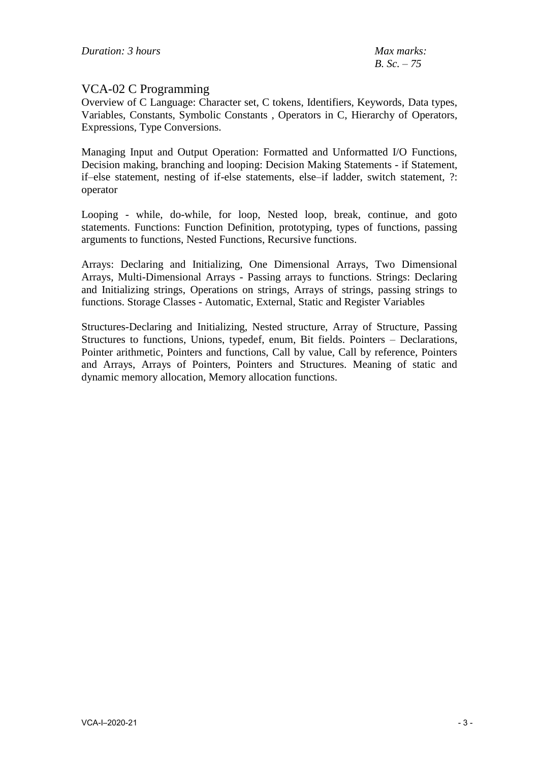*Duration: 3 hours*

*Max marks:*
*B. Sc. – 75*

## VCA-02 C Programming

Overview of C Language: Character set, C tokens, Identifiers, Keywords, Data types, Variables, Constants, Symbolic Constants , Operators in C, Hierarchy of Operators, Expressions, Type Conversions.

Managing Input and Output Operation: Formatted and Unformatted I/O Functions, Decision making, branching and looping: Decision Making Statements - if Statement, if–else statement, nesting of if-else statements, else–if ladder, switch statement, ?: operator

Looping - while, do-while, for loop, Nested loop, break, continue, and goto statements. Functions: Function Definition, prototyping, types of functions, passing arguments to functions, Nested Functions, Recursive functions.

Arrays: Declaring and Initializing, One Dimensional Arrays, Two Dimensional Arrays, Multi-Dimensional Arrays - Passing arrays to functions. Strings: Declaring and Initializing strings, Operations on strings, Arrays of strings, passing strings to functions. Storage Classes - Automatic, External, Static and Register Variables

Structures-Declaring and Initializing, Nested structure, Array of Structure, Passing Structures to functions, Unions, typedef, enum, Bit fields. Pointers – Declarations, Pointer arithmetic, Pointers and functions, Call by value, Call by reference, Pointers and Arrays, Arrays of Pointers, Pointers and Structures. Meaning of static and dynamic memory allocation, Memory allocation functions.